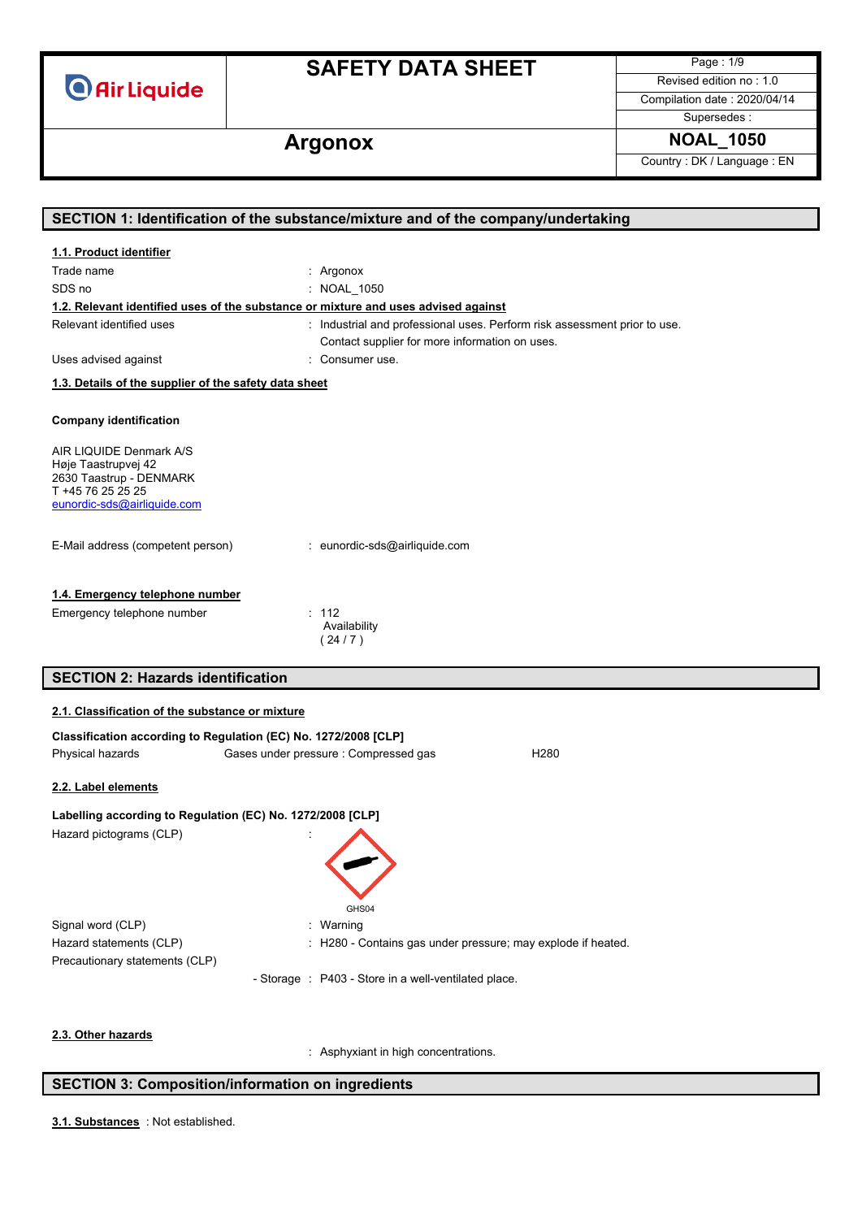# SAFETY DATA SHEET

Air Liquide

Revised edition no : 1.0
Compilation date : 2020/04/14
Supersedes :

## Argonox

**NOAL_1050**

Country : DK / Language : EN

## SECTION 1: Identification of the substance/mixture and of the company/undertaking

### 1.1. Product identifier

| | |
|---|---|
| Trade name | : Argonox |
| SDS no | : NOAL_1050 |

### 1.2. Relevant identified uses of the substance or mixture and uses advised against

| | |
|---|---|
| Relevant identified uses | : Industrial and professional uses. Perform risk assessment prior to use. Contact supplier for more information on uses. |
| Uses advised against | : Consumer use. |

### 1.3. Details of the supplier of the safety data sheet

**Company identification**

AIR LIQUIDE Denmark A/S
Høje Taastrupvej 42
2630 Taastrup - DENMARK
T +45 76 25 25 25
eunordic-sds@airliquide.com

| | |
|---|---|
| E-Mail address (competent person) | : eunordic-sds@airliquide.com |

### 1.4. Emergency telephone number

| | |
|---|---|
| Emergency telephone number | : 112 Availability ( 24 / 7 ) |

## SECTION 2: Hazards identification

### 2.1. Classification of the substance or mixture

**Classification according to Regulation (EC) No. 1272/2008 [CLP]**

| | | |
|---|---|---|
| Physical hazards | Gases under pressure : Compressed gas | H280 |

### 2.2. Label elements

**Labelling according to Regulation (EC) No. 1272/2008 [CLP]**

| | |
|---|---|
| Hazard pictograms (CLP) | : GHS04 |
| Signal word (CLP) | : Warning |
| Hazard statements (CLP) | : H280 - Contains gas under pressure; may explode if heated. |
| Precautionary statements (CLP) | |
| - Storage | : P403 - Store in a well-ventilated place. |

### 2.3. Other hazards

: Asphyxiant in high concentrations.

## SECTION 3: Composition/information on ingredients

**3.1. Substances** : Not established.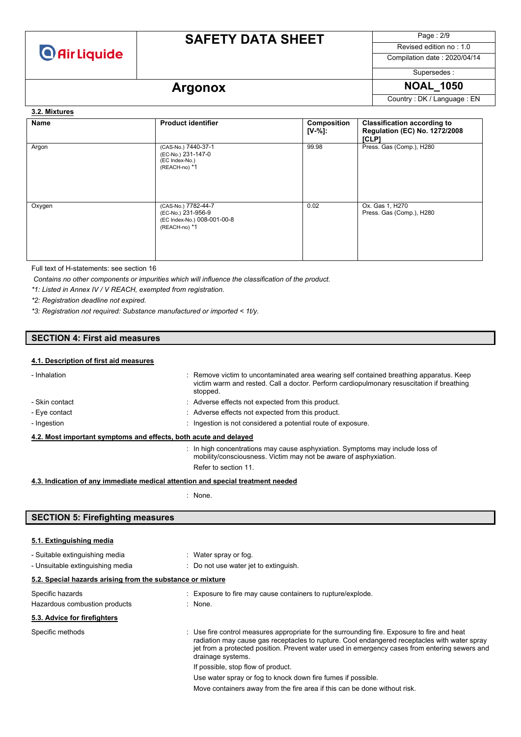#### 3.2. Mixtures

| Name | Product identifier | Composition [V-%]: | Classification according to Regulation (EC) No. 1272/2008 [CLP] |
|---|---|---|---|
| Argon | (CAS-No.) 7440-37-1<br>(EC-No.) 231-147-0<br>(EC Index-No.)<br>(REACH-no) *1 | 99.98 | Press. Gas (Comp.), H280 |
| Oxygen | (CAS-No.) 7782-44-7<br>(EC-No.) 231-956-9<br>(EC Index-No.) 008-001-00-8<br>(REACH-no) *1 | 0.02 | Ox. Gas 1, H270<br>Press. Gas (Comp.), H280 |

Full text of H-statements: see section 16

*Contains no other components or impurities which will influence the classification of the product.*

**1: Listed in Annex IV / V REACH, exempted from registration.*

**2: Registration deadline not expired.*

**3: Registration not required: Substance manufactured or imported < 1t/y.*

## SECTION 4: First aid measures

### 4.1. Description of first aid measures

- Inhalation : Remove victim to uncontaminated area wearing self contained breathing apparatus. Keep victim warm and rested. Call a doctor. Perform cardiopulmonary resuscitation if breathing stopped.
- Skin contact : Adverse effects not expected from this product.
- Eye contact : Adverse effects not expected from this product.
- Ingestion : Ingestion is not considered a potential route of exposure.

### 4.2. Most important symptoms and effects, both acute and delayed

: In high concentrations may cause asphyxiation. Symptoms may include loss of mobility/consciousness. Victim may not be aware of asphyxiation.

Refer to section 11.

### 4.3. Indication of any immediate medical attention and special treatment needed

: None.

## SECTION 5: Firefighting measures

### 5.1. Extinguishing media

- Suitable extinguishing media : Water spray or fog.
- Unsuitable extinguishing media : Do not use water jet to extinguish.

### 5.2. Special hazards arising from the substance or mixture

Specific hazards : Exposure to fire may cause containers to rupture/explode.

Hazardous combustion products : None.

### 5.3. Advice for firefighters

Specific methods : Use fire control measures appropriate for the surrounding fire. Exposure to fire and heat radiation may cause gas receptacles to rupture. Cool endangered receptacles with water spray jet from a protected position. Prevent water used in emergency cases from entering sewers and drainage systems.

If possible, stop flow of product.

Use water spray or fog to knock down fire fumes if possible.

Move containers away from the fire area if this can be done without risk.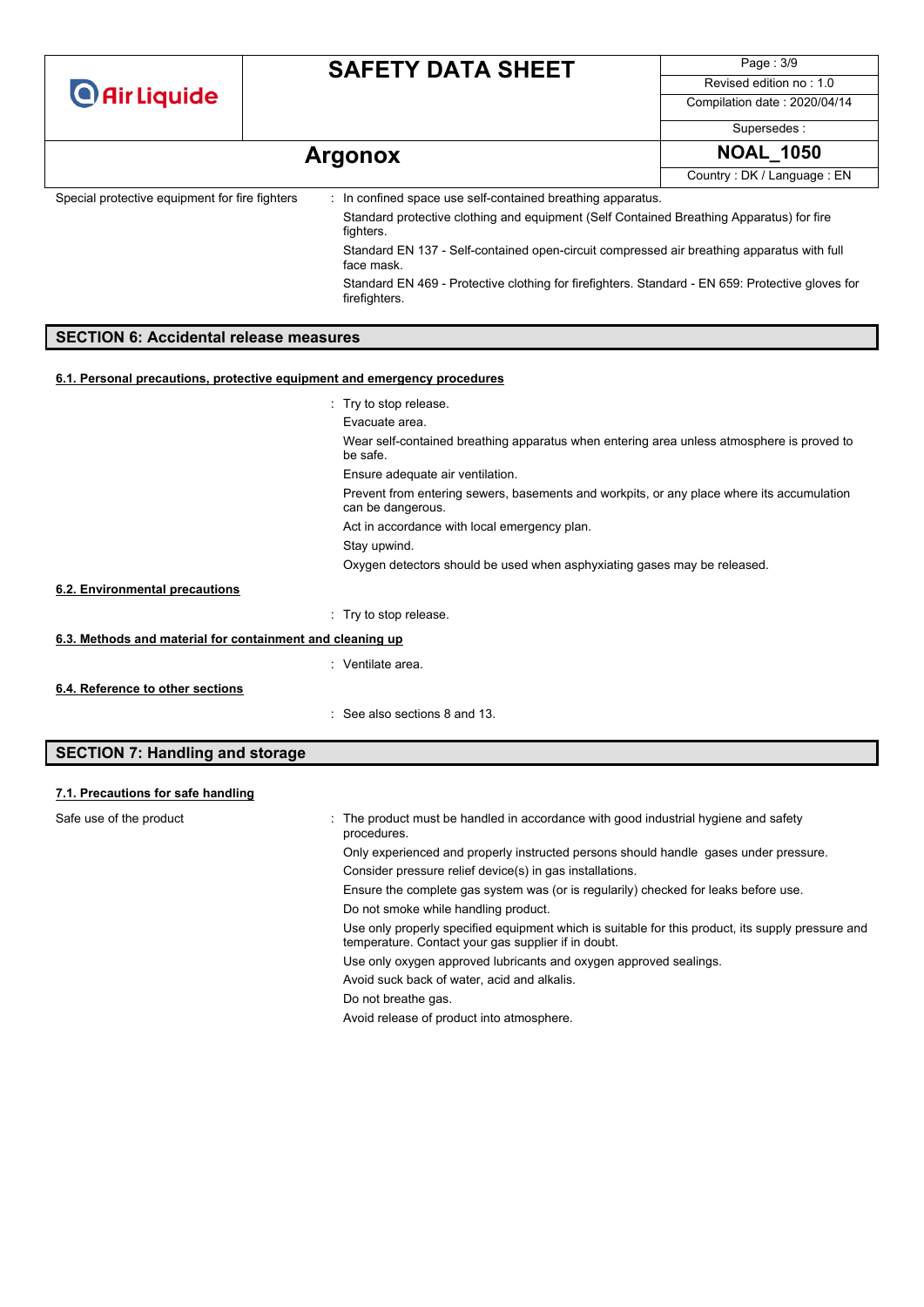Special protective equipment for fire fighters : In confined space use self-contained breathing apparatus.

Standard protective clothing and equipment (Self Contained Breathing Apparatus) for fire fighters.

Standard EN 137 - Self-contained open-circuit compressed air breathing apparatus with full face mask.

Standard EN 469 - Protective clothing for firefighters. Standard - EN 659: Protective gloves for firefighters.

## SECTION 6: Accidental release measures

### 6.1. Personal precautions, protective equipment and emergency procedures

: Try to stop release.

Evacuate area.

Wear self-contained breathing apparatus when entering area unless atmosphere is proved to be safe.

Ensure adequate air ventilation.

Prevent from entering sewers, basements and workpits, or any place where its accumulation can be dangerous.

Act in accordance with local emergency plan.

Stay upwind.

Oxygen detectors should be used when asphyxiating gases may be released.

### 6.2. Environmental precautions

: Try to stop release.

### 6.3. Methods and material for containment and cleaning up

: Ventilate area.

### 6.4. Reference to other sections

: See also sections 8 and 13.

## SECTION 7: Handling and storage

### 7.1. Precautions for safe handling

Safe use of the product : The product must be handled in accordance with good industrial hygiene and safety procedures.

Only experienced and properly instructed persons should handle gases under pressure.

Consider pressure relief device(s) in gas installations.

Ensure the complete gas system was (or is regularily) checked for leaks before use.

Do not smoke while handling product.

Use only properly specified equipment which is suitable for this product, its supply pressure and temperature. Contact your gas supplier if in doubt.

Use only oxygen approved lubricants and oxygen approved sealings.

Avoid suck back of water, acid and alkalis.

Do not breathe gas.

Avoid release of product into atmosphere.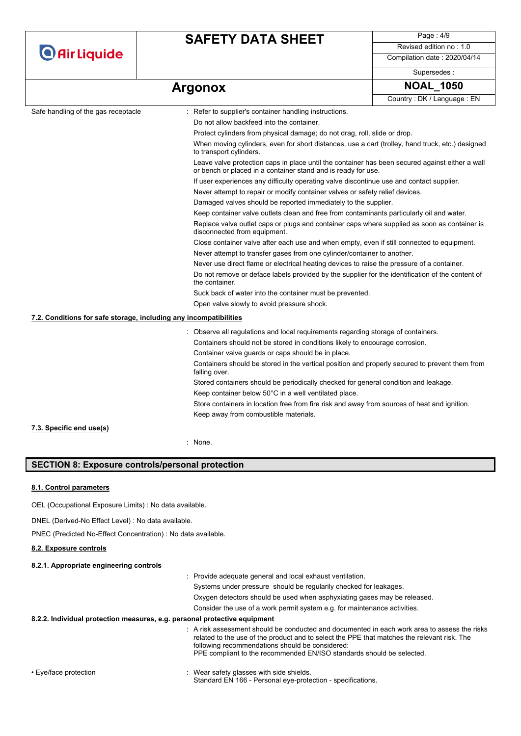Safe handling of the gas receptacle : Refer to supplier's container handling instructions.

Do not allow backfeed into the container.

Protect cylinders from physical damage; do not drag, roll, slide or drop.

When moving cylinders, even for short distances, use a cart (trolley, hand truck, etc.) designed to transport cylinders.

Leave valve protection caps in place until the container has been secured against either a wall or bench or placed in a container stand and is ready for use.

If user experiences any difficulty operating valve discontinue use and contact supplier.

Never attempt to repair or modify container valves or safety relief devices.

Damaged valves should be reported immediately to the supplier.

Keep container valve outlets clean and free from contaminants particularly oil and water.

Replace valve outlet caps or plugs and container caps where supplied as soon as container is disconnected from equipment.

Close container valve after each use and when empty, even if still connected to equipment.

Never attempt to transfer gases from one cylinder/container to another.

Never use direct flame or electrical heating devices to raise the pressure of a container.

Do not remove or deface labels provided by the supplier for the identification of the content of the container.

Suck back of water into the container must be prevented.

Open valve slowly to avoid pressure shock.

### 7.2. Conditions for safe storage, including any incompatibilities

: Observe all regulations and local requirements regarding storage of containers.

Containers should not be stored in conditions likely to encourage corrosion.

Container valve guards or caps should be in place.

Containers should be stored in the vertical position and properly secured to prevent them from falling over.

Stored containers should be periodically checked for general condition and leakage.

Keep container below 50°C in a well ventilated place.

Store containers in location free from fire risk and away from sources of heat and ignition.

Keep away from combustible materials.

### 7.3. Specific end use(s)

: None.

## SECTION 8: Exposure controls/personal protection

### 8.1. Control parameters

OEL (Occupational Exposure Limits) : No data available.

DNEL (Derived-No Effect Level) : No data available.

PNEC (Predicted No-Effect Concentration) : No data available.

### 8.2. Exposure controls

#### 8.2.1. Appropriate engineering controls

: Provide adequate general and local exhaust ventilation.

Systems under pressure should be regularly checked for leakages.

Oxygen detectors should be used when asphyxiating gases may be released.

Consider the use of a work permit system e.g. for maintenance activities.

#### 8.2.2. Individual protection measures, e.g. personal protective equipment

: A risk assessment should be conducted and documented in each work area to assess the risks related to the use of the product and to select the PPE that matches the relevant risk. The following recommendations should be considered:
PPE compliant to the recommended EN/ISO standards should be selected.

• Eye/face protection : Wear safety glasses with side shields.
Standard EN 166 - Personal eye-protection - specifications.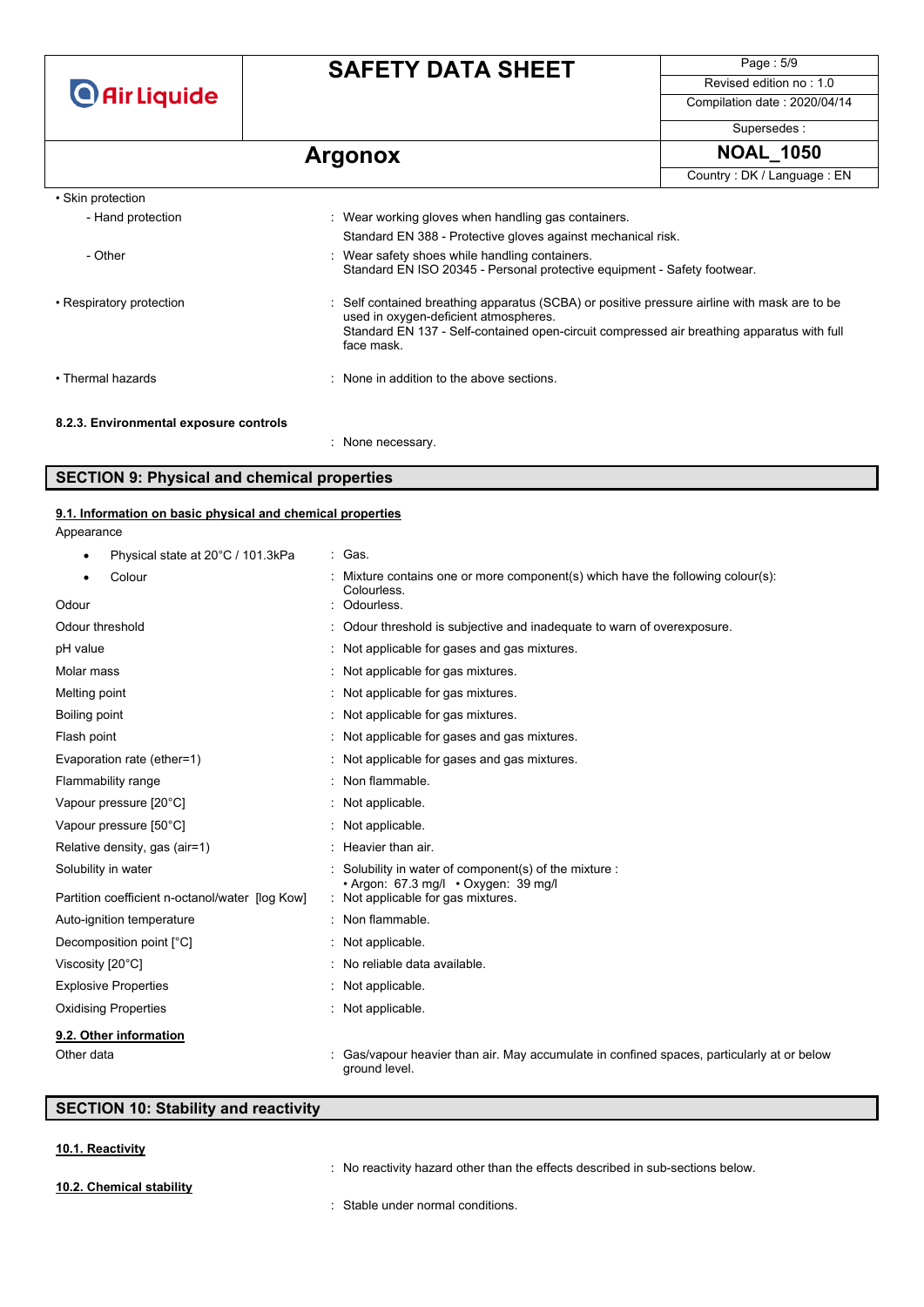• Skin protection

- Hand protection : Wear working gloves when handling gas containers.
  Standard EN 388 - Protective gloves against mechanical risk.
- Other : Wear safety shoes while handling containers.
  Standard EN ISO 20345 - Personal protective equipment - Safety footwear.

• Respiratory protection : Self contained breathing apparatus (SCBA) or positive pressure airline with mask are to be used in oxygen-deficient atmospheres.
Standard EN 137 - Self-contained open-circuit compressed air breathing apparatus with full face mask.

• Thermal hazards : None in addition to the above sections.

#### 8.2.3. Environmental exposure controls

: None necessary.

## SECTION 9: Physical and chemical properties

### 9.1. Information on basic physical and chemical properties

Appearance

| | |
|---|---|
| • Physical state at 20°C / 101.3kPa | : Gas. |
| • Colour | : Mixture contains one or more component(s) which have the following colour(s): Colourless. |
| Odour | : Odourless. |
| Odour threshold | : Odour threshold is subjective and inadequate to warn of overexposure. |
| pH value | : Not applicable for gases and gas mixtures. |
| Molar mass | : Not applicable for gas mixtures. |
| Melting point | : Not applicable for gas mixtures. |
| Boiling point | : Not applicable for gas mixtures. |
| Flash point | : Not applicable for gases and gas mixtures. |
| Evaporation rate (ether=1) | : Not applicable for gases and gas mixtures. |
| Flammability range | : Non flammable. |
| Vapour pressure [20°C] | : Not applicable. |
| Vapour pressure [50°C] | : Not applicable. |
| Relative density, gas (air=1) | : Heavier than air. |
| Solubility in water | : Solubility in water of component(s) of the mixture : • Argon: 67.3 mg/l • Oxygen: 39 mg/l |
| Partition coefficient n-octanol/water [log Kow] | : Not applicable for gas mixtures. |
| Auto-ignition temperature | : Non flammable. |
| Decomposition point [°C] | : Not applicable. |
| Viscosity [20°C] | : No reliable data available. |
| Explosive Properties | : Not applicable. |
| Oxidising Properties | : Not applicable. |

### 9.2. Other information

Other data : Gas/vapour heavier than air. May accumulate in confined spaces, particularly at or below ground level.

## SECTION 10: Stability and reactivity

### 10.1. Reactivity

: No reactivity hazard other than the effects described in sub-sections below.

### 10.2. Chemical stability

: Stable under normal conditions.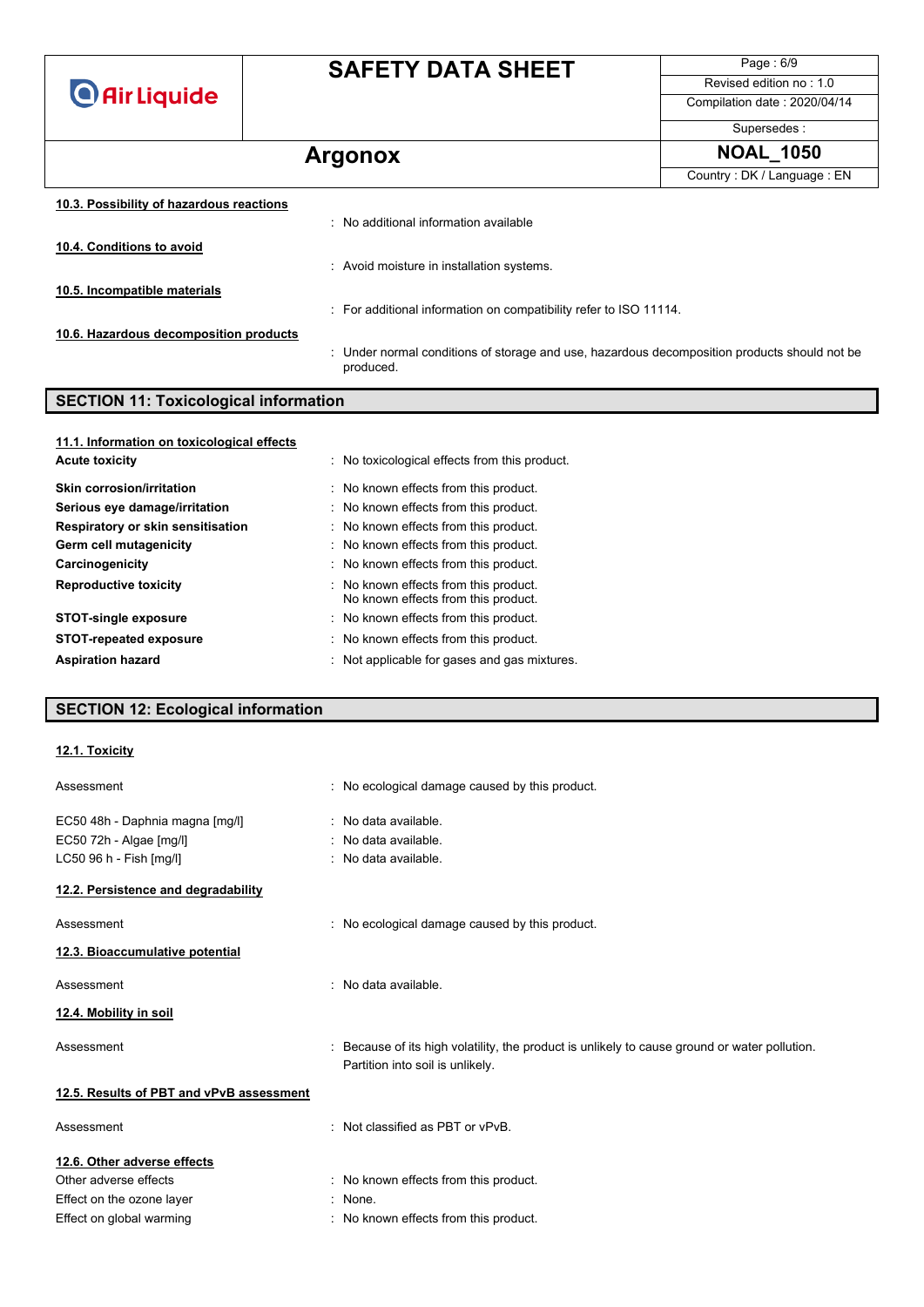#### 10.3. Possibility of hazardous reactions

: No additional information available

#### 10.4. Conditions to avoid

: Avoid moisture in installation systems.

#### 10.5. Incompatible materials

: For additional information on compatibility refer to ISO 11114.

#### 10.6. Hazardous decomposition products

: Under normal conditions of storage and use, hazardous decomposition products should not be produced.

## SECTION 11: Toxicological information

#### 11.1. Information on toxicological effects

| | |
|---|---|
| **Acute toxicity** | : No toxicological effects from this product. |
| **Skin corrosion/irritation** | : No known effects from this product. |
| **Serious eye damage/irritation** | : No known effects from this product. |
| **Respiratory or skin sensitisation** | : No known effects from this product. |
| **Germ cell mutagenicity** | : No known effects from this product. |
| **Carcinogenicity** | : No known effects from this product. |
| **Reproductive toxicity** | : No known effects from this product.<br>No known effects from this product. |
| **STOT-single exposure** | : No known effects from this product. |
| **STOT-repeated exposure** | : No known effects from this product. |
| **Aspiration hazard** | : Not applicable for gases and gas mixtures. |

## SECTION 12: Ecological information

#### 12.1. Toxicity

| | |
|---|---|
| Assessment | : No ecological damage caused by this product. |
| EC50 48h - Daphnia magna [mg/l] | : No data available. |
| EC50 72h - Algae [mg/l] | : No data available. |
| LC50 96 h - Fish [mg/l] | : No data available. |

#### 12.2. Persistence and degradability

Assessment : No ecological damage caused by this product.

#### 12.3. Bioaccumulative potential

Assessment : No data available.

#### 12.4. Mobility in soil

Assessment : Because of its high volatility, the product is unlikely to cause ground or water pollution. Partition into soil is unlikely.

#### 12.5. Results of PBT and vPvB assessment

Assessment : Not classified as PBT or vPvB.

#### 12.6. Other adverse effects

| | |
|---|---|
| Other adverse effects | : No known effects from this product. |
| Effect on the ozone layer | : None. |
| Effect on global warming | : No known effects from this product. |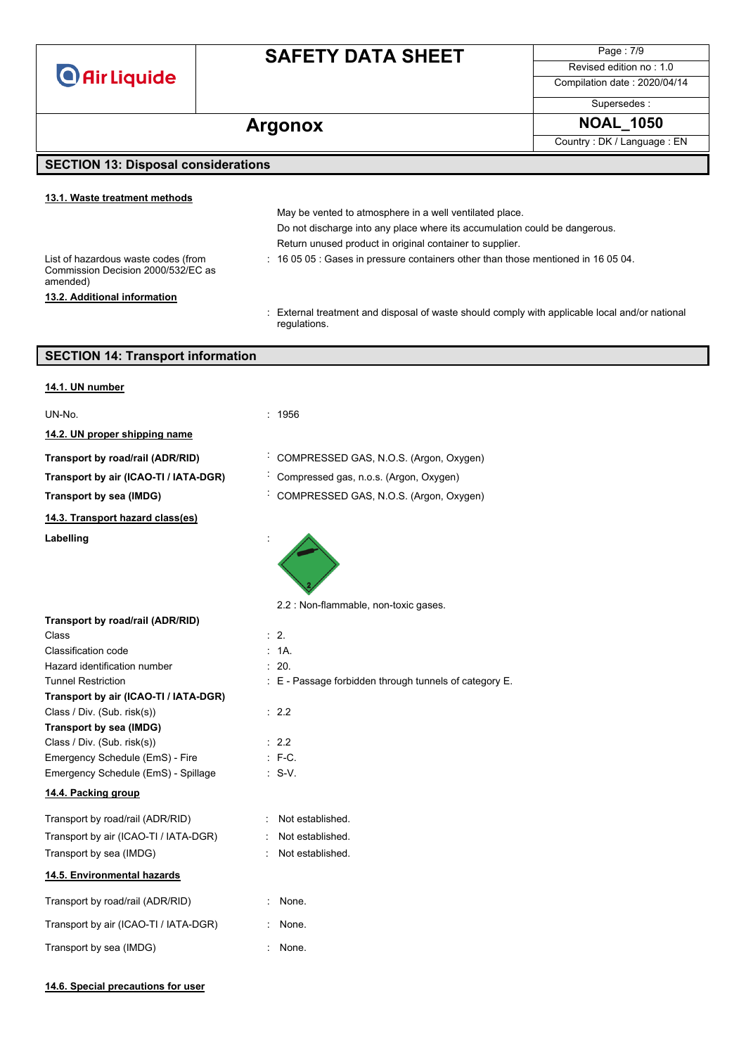## SECTION 13: Disposal considerations

### 13.1. Waste treatment methods

May be vented to atmosphere in a well ventilated place.

Do not discharge into any place where its accumulation could be dangerous.

Return unused product in original container to supplier.

List of hazardous waste codes (from Commission Decision 2000/532/EC as amended) : 16 05 05 : Gases in pressure containers other than those mentioned in 16 05 04.

### 13.2. Additional information

: External treatment and disposal of waste should comply with applicable local and/or national regulations.

## SECTION 14: Transport information

### 14.1. UN number

UN-No. : 1956

### 14.2. UN proper shipping name

**Transport by road/rail (ADR/RID)** : COMPRESSED GAS, N.O.S. (Argon, Oxygen)

**Transport by air (ICAO-TI / IATA-DGR)** : Compressed gas, n.o.s. (Argon, Oxygen)

**Transport by sea (IMDG)** : COMPRESSED GAS, N.O.S. (Argon, Oxygen)

### 14.3. Transport hazard class(es)

**Labelling** :

2.2 : Non-flammable, non-toxic gases.

**Transport by road/rail (ADR/RID)**

Class : 2.

Classification code : 1A.

Hazard identification number : 20.

Tunnel Restriction : E - Passage forbidden through tunnels of category E.

**Transport by air (ICAO-TI / IATA-DGR)**

Class / Div. (Sub. risk(s)) : 2.2

**Transport by sea (IMDG)**

Class / Div. (Sub. risk(s)) : 2.2

Emergency Schedule (EmS) - Fire : F-C.

Emergency Schedule (EmS) - Spillage : S-V.

### 14.4. Packing group

Transport by road/rail (ADR/RID) : Not established.

Transport by air (ICAO-TI / IATA-DGR) : Not established.

Transport by sea (IMDG) : Not established.

### 14.5. Environmental hazards

Transport by road/rail (ADR/RID) : None.

Transport by air (ICAO-TI / IATA-DGR) : None.

Transport by sea (IMDG) : None.

### 14.6. Special precautions for user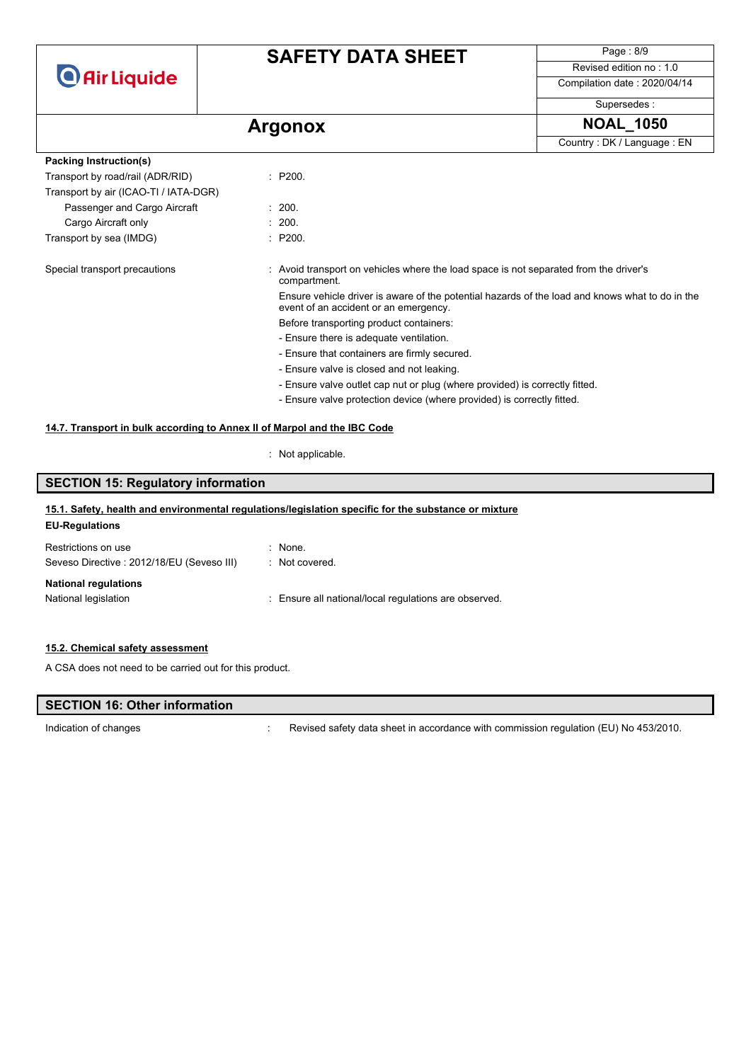**Packing Instruction(s)**

| | |
|---|---|
| Transport by road/rail (ADR/RID) | : P200. |
| Transport by air (ICAO-TI / IATA-DGR) | |
| Passenger and Cargo Aircraft | : 200. |
| Cargo Aircraft only | : 200. |
| Transport by sea (IMDG) | : P200. |

Special transport precautions : Avoid transport on vehicles where the load space is not separated from the driver's compartment.

Ensure vehicle driver is aware of the potential hazards of the load and knows what to do in the event of an accident or an emergency.

Before transporting product containers:

- Ensure there is adequate ventilation.
- Ensure that containers are firmly secured.
- Ensure valve is closed and not leaking.
- Ensure valve outlet cap nut or plug (where provided) is correctly fitted.
- Ensure valve protection device (where provided) is correctly fitted.

### 14.7. Transport in bulk according to Annex II of Marpol and the IBC Code

: Not applicable.

## SECTION 15: Regulatory information

### 15.1. Safety, health and environmental regulations/legislation specific for the substance or mixture

**EU-Regulations**

| | |
|---|---|
| Restrictions on use | : None. |
| Seveso Directive : 2012/18/EU (Seveso III) | : Not covered. |

**National regulations**

National legislation : Ensure all national/local regulations are observed.

### 15.2. Chemical safety assessment

A CSA does not need to be carried out for this product.

## SECTION 16: Other information

Indication of changes : Revised safety data sheet in accordance with commission regulation (EU) No 453/2010.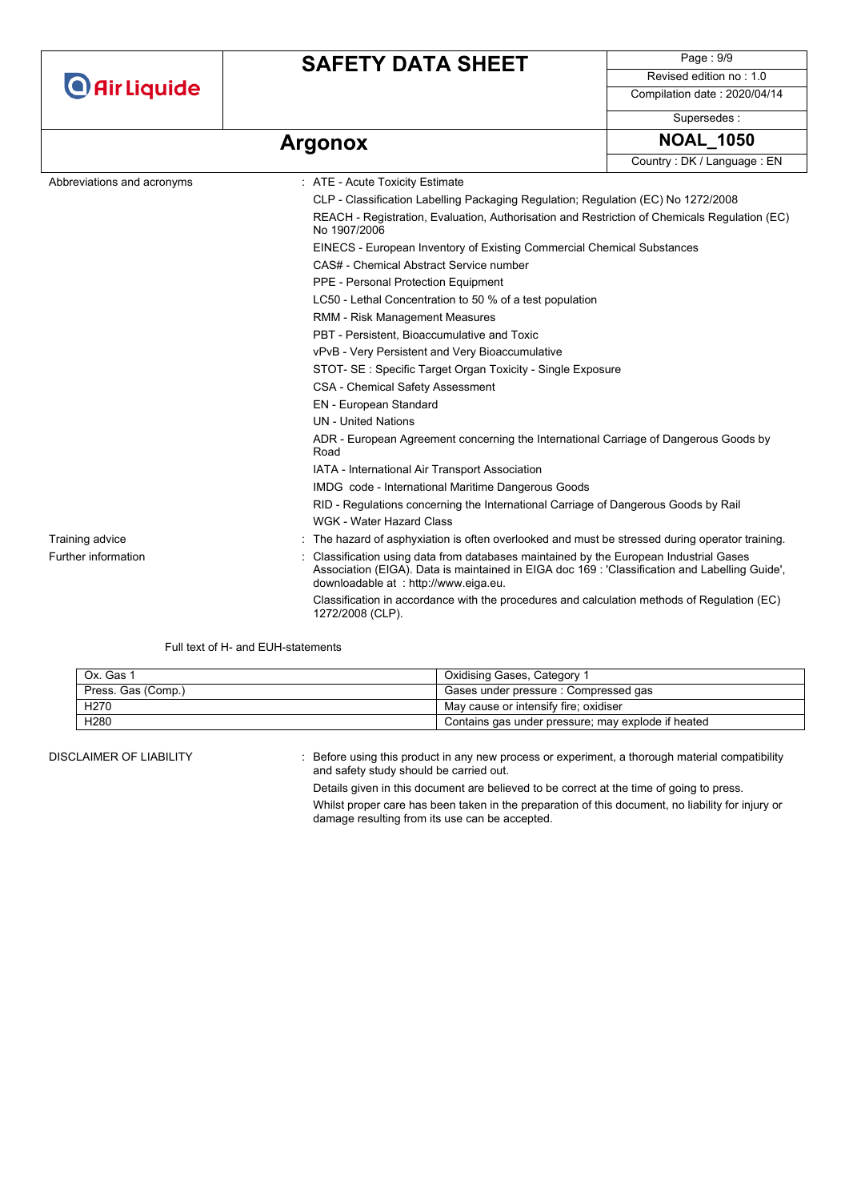Abbreviations and acronyms : ATE - Acute Toxicity Estimate

CLP - Classification Labelling Packaging Regulation; Regulation (EC) No 1272/2008

REACH - Registration, Evaluation, Authorisation and Restriction of Chemicals Regulation (EC) No 1907/2006

EINECS - European Inventory of Existing Commercial Chemical Substances

CAS# - Chemical Abstract Service number

PPE - Personal Protection Equipment

LC50 - Lethal Concentration to 50 % of a test population

RMM - Risk Management Measures

PBT - Persistent, Bioaccumulative and Toxic

vPvB - Very Persistent and Very Bioaccumulative

STOT- SE : Specific Target Organ Toxicity - Single Exposure

CSA - Chemical Safety Assessment

EN - European Standard

UN - United Nations

ADR - European Agreement concerning the International Carriage of Dangerous Goods by Road

IATA - International Air Transport Association

IMDG code - International Maritime Dangerous Goods

RID - Regulations concerning the International Carriage of Dangerous Goods by Rail

WGK - Water Hazard Class

Training advice : The hazard of asphyxiation is often overlooked and must be stressed during operator training.

Further information : Classification using data from databases maintained by the European Industrial Gases Association (EIGA). Data is maintained in EIGA doc 169 : 'Classification and Labelling Guide', downloadable at : http://www.eiga.eu.

Classification in accordance with the procedures and calculation methods of Regulation (EC) 1272/2008 (CLP).

Full text of H- and EUH-statements

| | |
|---|---|
| Ox. Gas 1 | Oxidising Gases, Category 1 |
| Press. Gas (Comp.) | Gases under pressure : Compressed gas |
| H270 | May cause or intensify fire; oxidiser |
| H280 | Contains gas under pressure; may explode if heated |

DISCLAIMER OF LIABILITY : Before using this product in any new process or experiment, a thorough material compatibility and safety study should be carried out.

Details given in this document are believed to be correct at the time of going to press.

Whilst proper care has been taken in the preparation of this document, no liability for injury or damage resulting from its use can be accepted.